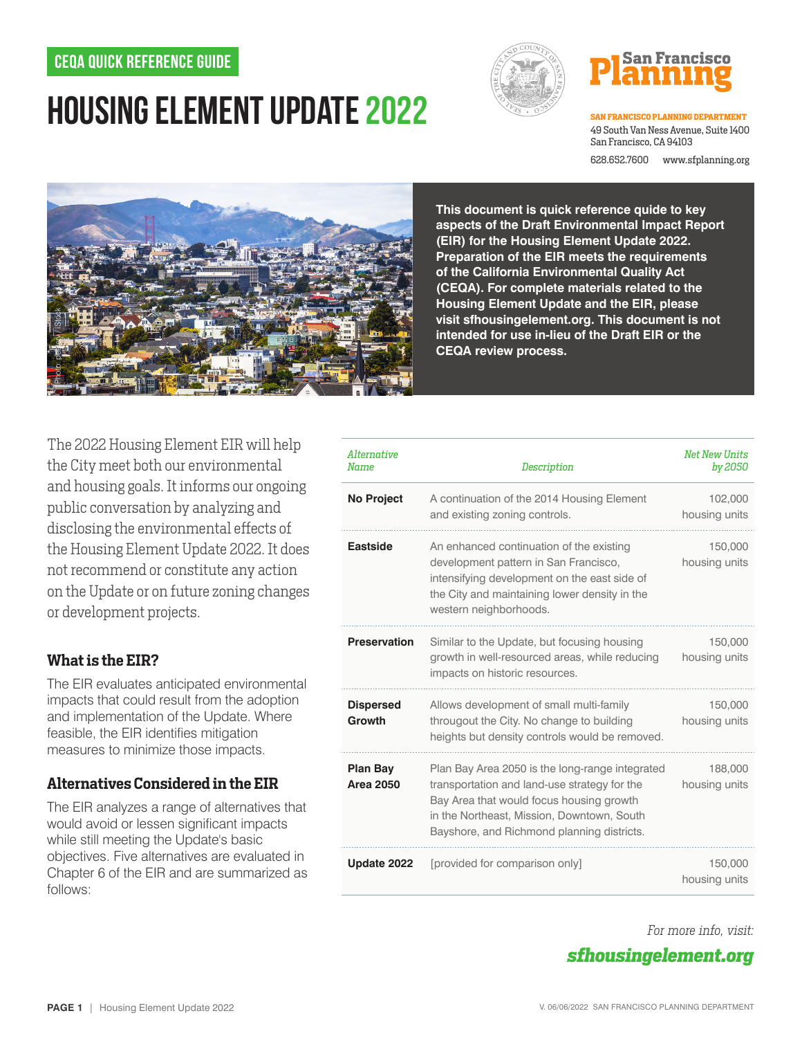CEQA QUICK REFERENCE GUIDE

# HOUSING ELEMENT UPDATE 2022

**SAN FRANCISCO PLANNING DEPARTMENT**
49 South Van Ness Avenue, Suite 1400
San Francisco, CA 94103

628.652.7600 www.sfplanning.org

**This document is quick reference guide to key aspects of the Draft Environmental Impact Report (EIR) for the Housing Element Update 2022. Preparation of the EIR meets the requirements of the California Environmental Quality Act (CEQA). For complete materials related to the Housing Element Update and the EIR, please visit sfhousingelement.org. This document is not intended for use in-lieu of the Draft EIR or the CEQA review process.**

The 2022 Housing Element EIR will help the City meet both our environmental and housing goals. It informs our ongoing public conversation by analyzing and disclosing the environmental effects of the Housing Element Update 2022. It does not recommend or constitute any action on the Update or on future zoning changes or development projects.

## What is the EIR?

The EIR evaluates anticipated environmental impacts that could result from the adoption and implementation of the Update. Where feasible, the EIR identifies mitigation measures to minimize those impacts.

## Alternatives Considered in the EIR

The EIR analyzes a range of alternatives that would avoid or lessen significant impacts while still meeting the Update's basic objectives. Five alternatives are evaluated in Chapter 6 of the EIR and are summarized as follows:

| *Alternative Name* | *Description* | *Net New Units by 2050* |
|---|---|---|
| **No Project** | A continuation of the 2014 Housing Element and existing zoning controls. | 102,000 housing units |
| **Eastside** | An enhanced continuation of the existing development pattern in San Francisco, intensifying development on the east side of the City and maintaining lower density in the western neighborhoods. | 150,000 housing units |
| **Preservation** | Similar to the Update, but focusing housing growth in well-resourced areas, while reducing impacts on historic resources. | 150,000 housing units |
| **Dispersed Growth** | Allows development of small multi-family througout the City. No change to building heights but density controls would be removed. | 150,000 housing units |
| **Plan Bay Area 2050** | Plan Bay Area 2050 is the long-range integrated transportation and land-use strategy for the Bay Area that would focus housing growth in the Northeast, Mission, Downtown, South Bayshore, and Richmond planning districts. | 188,000 housing units |
| **Update 2022** | [provided for comparison only] | 150,000 housing units |

*For more info, visit:*

***sfhousingelement.org***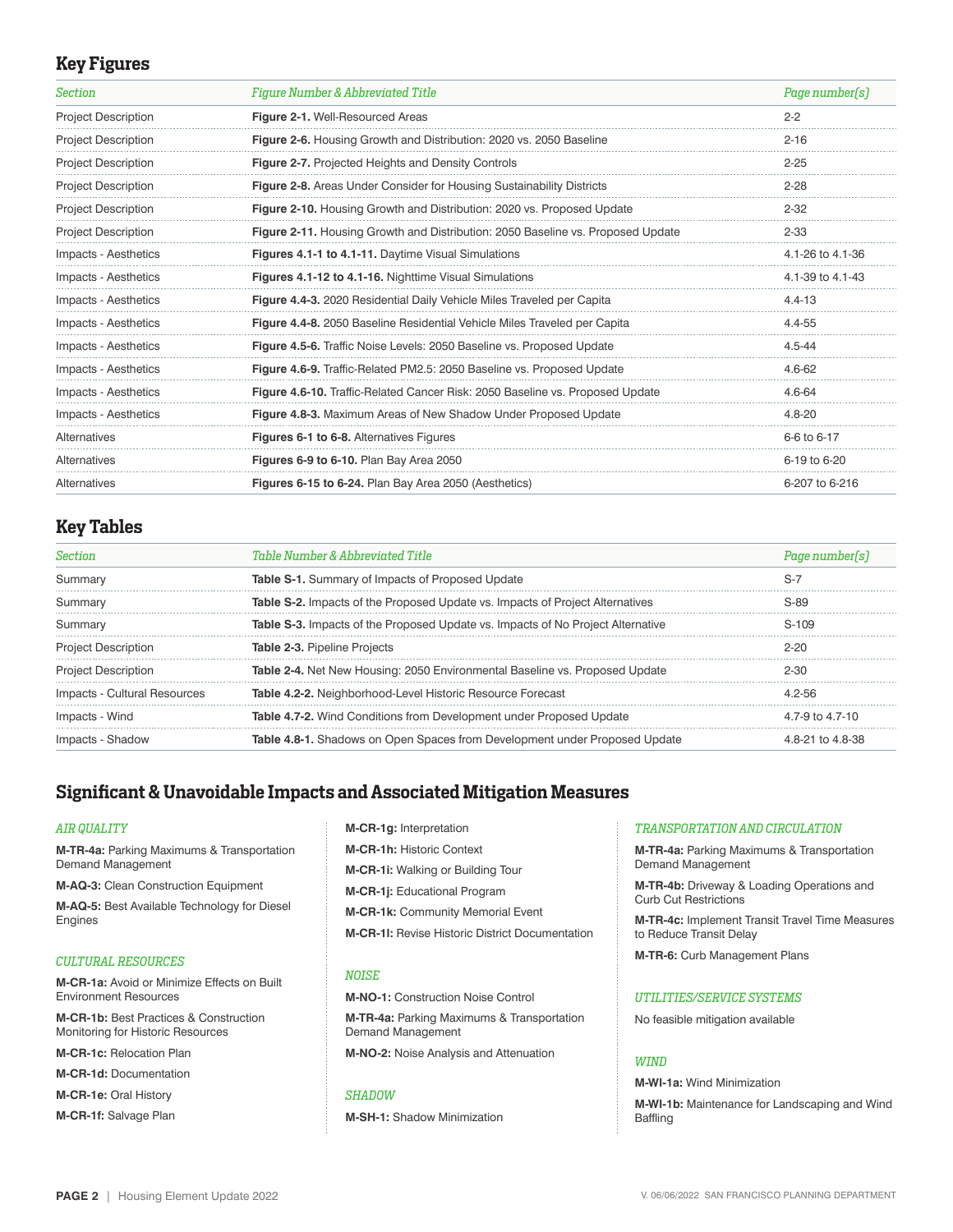## Key Figures

| *Section* | *Figure Number & Abbreviated Title* | *Page number(s)* |
|---|---|---|
| Project Description | **Figure 2-1.** Well-Resourced Areas | 2-2 |
| Project Description | **Figure 2-6.** Housing Growth and Distribution: 2020 vs. 2050 Baseline | 2-16 |
| Project Description | **Figure 2-7.** Projected Heights and Density Controls | 2-25 |
| Project Description | **Figure 2-8.** Areas Under Consider for Housing Sustainability Districts | 2-28 |
| Project Description | **Figure 2-10.** Housing Growth and Distribution: 2020 vs. Proposed Update | 2-32 |
| Project Description | **Figure 2-11.** Housing Growth and Distribution: 2050 Baseline vs. Proposed Update | 2-33 |
| Impacts - Aesthetics | **Figures 4.1-1 to 4.1-11.** Daytime Visual Simulations | 4.1-26 to 4.1-36 |
| Impacts - Aesthetics | **Figures 4.1-12 to 4.1-16.** Nighttime Visual Simulations | 4.1-39 to 4.1-43 |
| Impacts - Aesthetics | **Figure 4.4-3.** 2020 Residential Daily Vehicle Miles Traveled per Capita | 4.4-13 |
| Impacts - Aesthetics | **Figure 4.4-8.** 2050 Baseline Residential Vehicle Miles Traveled per Capita | 4.4-55 |
| Impacts - Aesthetics | **Figure 4.5-6.** Traffic Noise Levels: 2050 Baseline vs. Proposed Update | 4.5-44 |
| Impacts - Aesthetics | **Figure 4.6-9.** Traffic-Related PM2.5: 2050 Baseline vs. Proposed Update | 4.6-62 |
| Impacts - Aesthetics | **Figure 4.6-10.** Traffic-Related Cancer Risk: 2050 Baseline vs. Proposed Update | 4.6-64 |
| Impacts - Aesthetics | **Figure 4.8-3.** Maximum Areas of New Shadow Under Proposed Update | 4.8-20 |
| Alternatives | **Figures 6-1 to 6-8.** Alternatives Figures | 6-6 to 6-17 |
| Alternatives | **Figures 6-9 to 6-10.** Plan Bay Area 2050 | 6-19 to 6-20 |
| Alternatives | **Figures 6-15 to 6-24.** Plan Bay Area 2050 (Aesthetics) | 6-207 to 6-216 |

## Key Tables

| *Section* | *Table Number & Abbreviated Title* | *Page number(s)* |
|---|---|---|
| Summary | **Table S-1.** Summary of Impacts of Proposed Update | S-7 |
| Summary | **Table S-2.** Impacts of the Proposed Update vs. Impacts of Project Alternatives | S-89 |
| Summary | **Table S-3.** Impacts of the Proposed Update vs. Impacts of No Project Alternative | S-109 |
| Project Description | **Table 2-3.** Pipeline Projects | 2-20 |
| Project Description | **Table 2-4.** Net New Housing: 2050 Environmental Baseline vs. Proposed Update | 2-30 |
| Impacts - Cultural Resources | **Table 4.2-2.** Neighborhood-Level Historic Resource Forecast | 4.2-56 |
| Impacts - Wind | **Table 4.7-2.** Wind Conditions from Development under Proposed Update | 4.7-9 to 4.7-10 |
| Impacts - Shadow | **Table 4.8-1.** Shadows on Open Spaces from Development under Proposed Update | 4.8-21 to 4.8-38 |

## Significant & Unavoidable Impacts and Associated Mitigation Measures

### *AIR QUALITY*

**M-TR-4a:** Parking Maximums & Transportation Demand Management

**M-AQ-3:** Clean Construction Equipment

**M-AQ-5:** Best Available Technology for Diesel Engines

### *CULTURAL RESOURCES*

**M-CR-1a:** Avoid or Minimize Effects on Built Environment Resources

**M-CR-1b:** Best Practices & Construction Monitoring for Historic Resources

**M-CR-1c:** Relocation Plan

**M-CR-1d:** Documentation

**M-CR-1e:** Oral History

**M-CR-1f:** Salvage Plan

**M-CR-1g:** Interpretation

**M-CR-1h:** Historic Context

**M-CR-1i:** Walking or Building Tour

**M-CR-1j:** Educational Program

**M-CR-1k:** Community Memorial Event

**M-CR-1l:** Revise Historic District Documentation

### *NOISE*

**M-NO-1:** Construction Noise Control

**M-TR-4a:** Parking Maximums & Transportation Demand Management

**M-NO-2:** Noise Analysis and Attenuation

### *SHADOW*

**M-SH-1:** Shadow Minimization

### *TRANSPORTATION AND CIRCULATION*

**M-TR-4a:** Parking Maximums & Transportation Demand Management

**M-TR-4b:** Driveway & Loading Operations and Curb Cut Restrictions

**M-TR-4c:** Implement Transit Travel Time Measures to Reduce Transit Delay

**M-TR-6:** Curb Management Plans

### *UTILITIES/SERVICE SYSTEMS*

No feasible mitigation available

### *WIND*

**M-WI-1a:** Wind Minimization

**M-WI-1b:** Maintenance for Landscaping and Wind Baffling